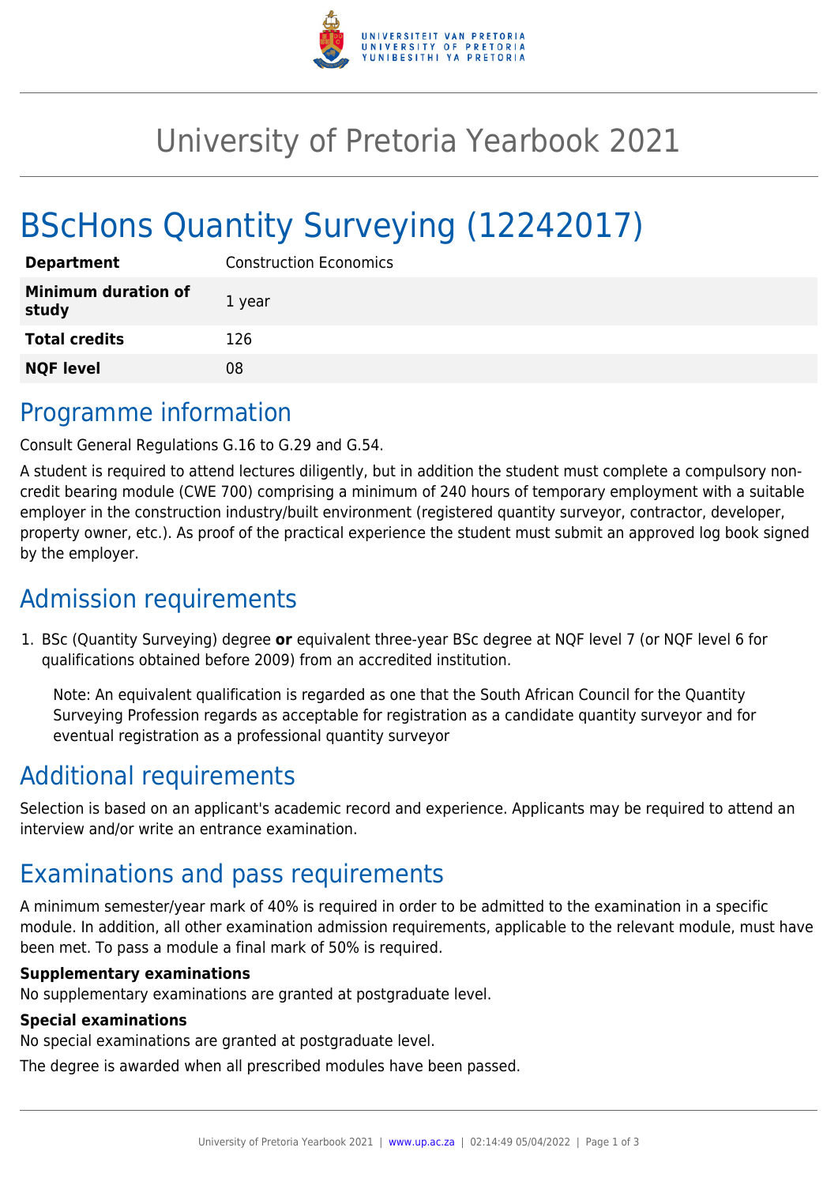# University of Pretoria Yearbook 2021

# BScHons Quantity Surveying (12242017)

| | |
|---|---|
| **Department** | Construction Economics |
| **Minimum duration of study** | 1 year |
| **Total credits** | 126 |
| **NQF level** | 08 |

## Programme information

Consult General Regulations G.16 to G.29 and G.54.

A student is required to attend lectures diligently, but in addition the student must complete a compulsory non-credit bearing module (CWE 700) comprising a minimum of 240 hours of temporary employment with a suitable employer in the construction industry/built environment (registered quantity surveyor, contractor, developer, property owner, etc.). As proof of the practical experience the student must submit an approved log book signed by the employer.

## Admission requirements

1. BSc (Quantity Surveying) degree **or** equivalent three-year BSc degree at NQF level 7 (or NQF level 6 for qualifications obtained before 2009) from an accredited institution.

   Note: An equivalent qualification is regarded as one that the South African Council for the Quantity Surveying Profession regards as acceptable for registration as a candidate quantity surveyor and for eventual registration as a professional quantity surveyor

## Additional requirements

Selection is based on an applicant's academic record and experience. Applicants may be required to attend an interview and/or write an entrance examination.

## Examinations and pass requirements

A minimum semester/year mark of 40% is required in order to be admitted to the examination in a specific module. In addition, all other examination admission requirements, applicable to the relevant module, must have been met. To pass a module a final mark of 50% is required.

### Supplementary examinations

No supplementary examinations are granted at postgraduate level.

### Special examinations

No special examinations are granted at postgraduate level.

The degree is awarded when all prescribed modules have been passed.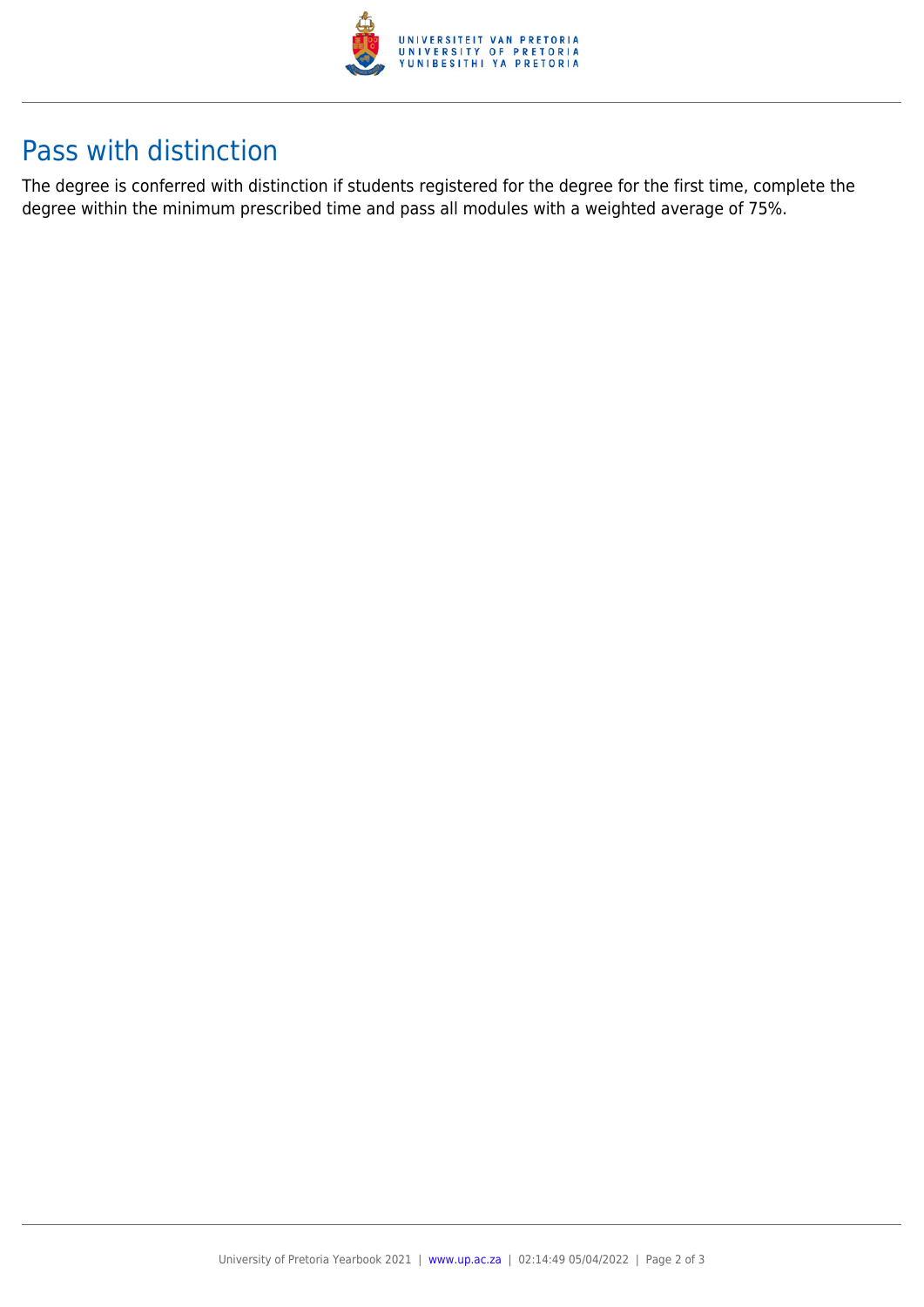# Pass with distinction

The degree is conferred with distinction if students registered for the degree for the first time, complete the degree within the minimum prescribed time and pass all modules with a weighted average of 75%.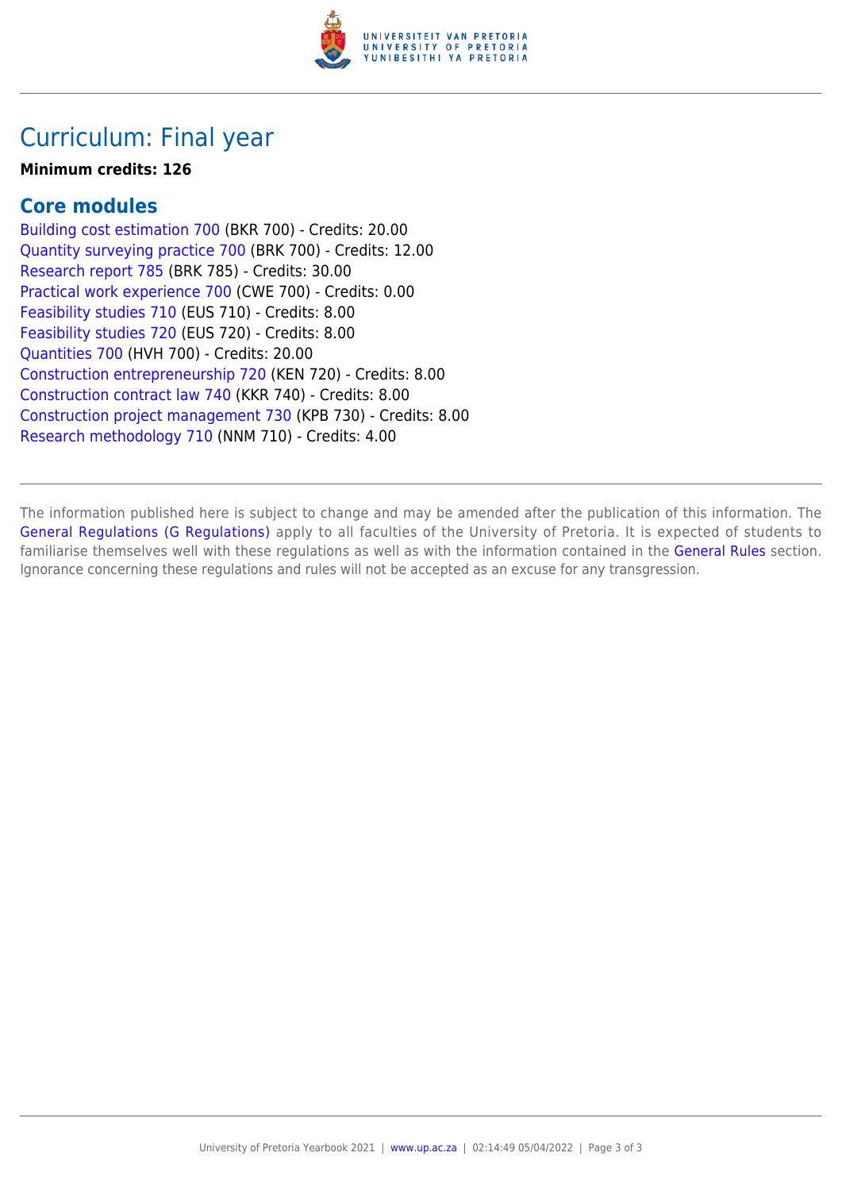## Curriculum: Final year

**Minimum credits: 126**

### Core modules

Building cost estimation 700 (BKR 700) - Credits: 20.00
Quantity surveying practice 700 (BRK 700) - Credits: 12.00
Research report 785 (BRK 785) - Credits: 30.00
Practical work experience 700 (CWE 700) - Credits: 0.00
Feasibility studies 710 (EUS 710) - Credits: 8.00
Feasibility studies 720 (EUS 720) - Credits: 8.00
Quantities 700 (HVH 700) - Credits: 20.00
Construction entrepreneurship 720 (KEN 720) - Credits: 8.00
Construction contract law 740 (KKR 740) - Credits: 8.00
Construction project management 730 (KPB 730) - Credits: 8.00
Research methodology 710 (NNM 710) - Credits: 4.00

---

The information published here is subject to change and may be amended after the publication of this information. The General Regulations (G Regulations) apply to all faculties of the University of Pretoria. It is expected of students to familiarise themselves well with these regulations as well as with the information contained in the General Rules section. Ignorance concerning these regulations and rules will not be accepted as an excuse for any transgression.